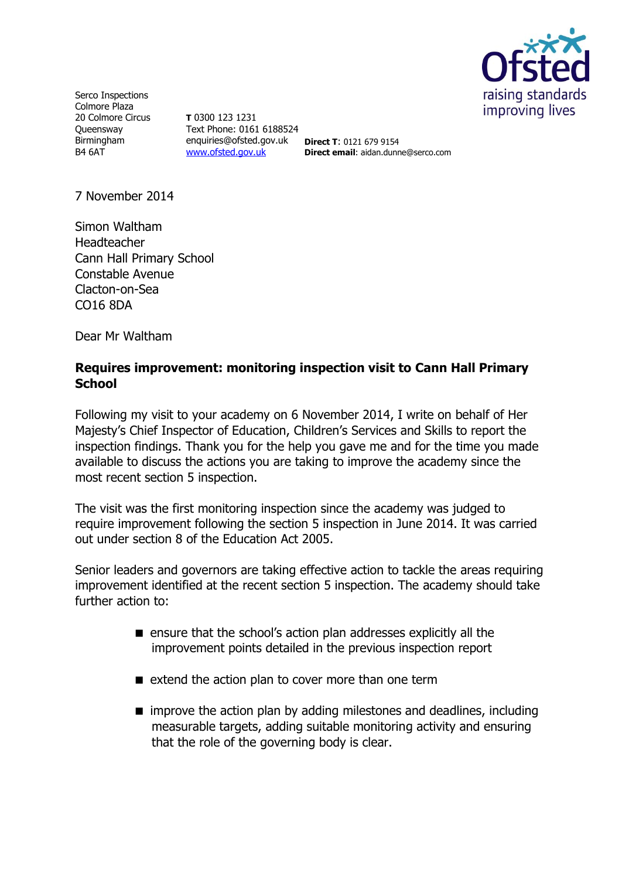Serco Inspections
Colmore Plaza
20 Colmore Circus
Queensway
Birmingham
B4 6AT

**T** 0300 123 1231
Text Phone: 0161 6188524
enquiries@ofsted.gov.uk
www.ofsted.gov.uk

**Direct T**: 0121 679 9154
**Direct email**: aidan.dunne@serco.com

7 November 2014

Simon Waltham
Headteacher
Cann Hall Primary School
Constable Avenue
Clacton-on-Sea
CO16 8DA

Dear Mr Waltham

**Requires improvement: monitoring inspection visit to Cann Hall Primary School**

Following my visit to your academy on 6 November 2014, I write on behalf of Her Majesty's Chief Inspector of Education, Children's Services and Skills to report the inspection findings. Thank you for the help you gave me and for the time you made available to discuss the actions you are taking to improve the academy since the most recent section 5 inspection.

The visit was the first monitoring inspection since the academy was judged to require improvement following the section 5 inspection in June 2014. It was carried out under section 8 of the Education Act 2005.

Senior leaders and governors are taking effective action to tackle the areas requiring improvement identified at the recent section 5 inspection. The academy should take further action to:

- ensure that the school's action plan addresses explicitly all the improvement points detailed in the previous inspection report
- extend the action plan to cover more than one term
- improve the action plan by adding milestones and deadlines, including measurable targets, adding suitable monitoring activity and ensuring that the role of the governing body is clear.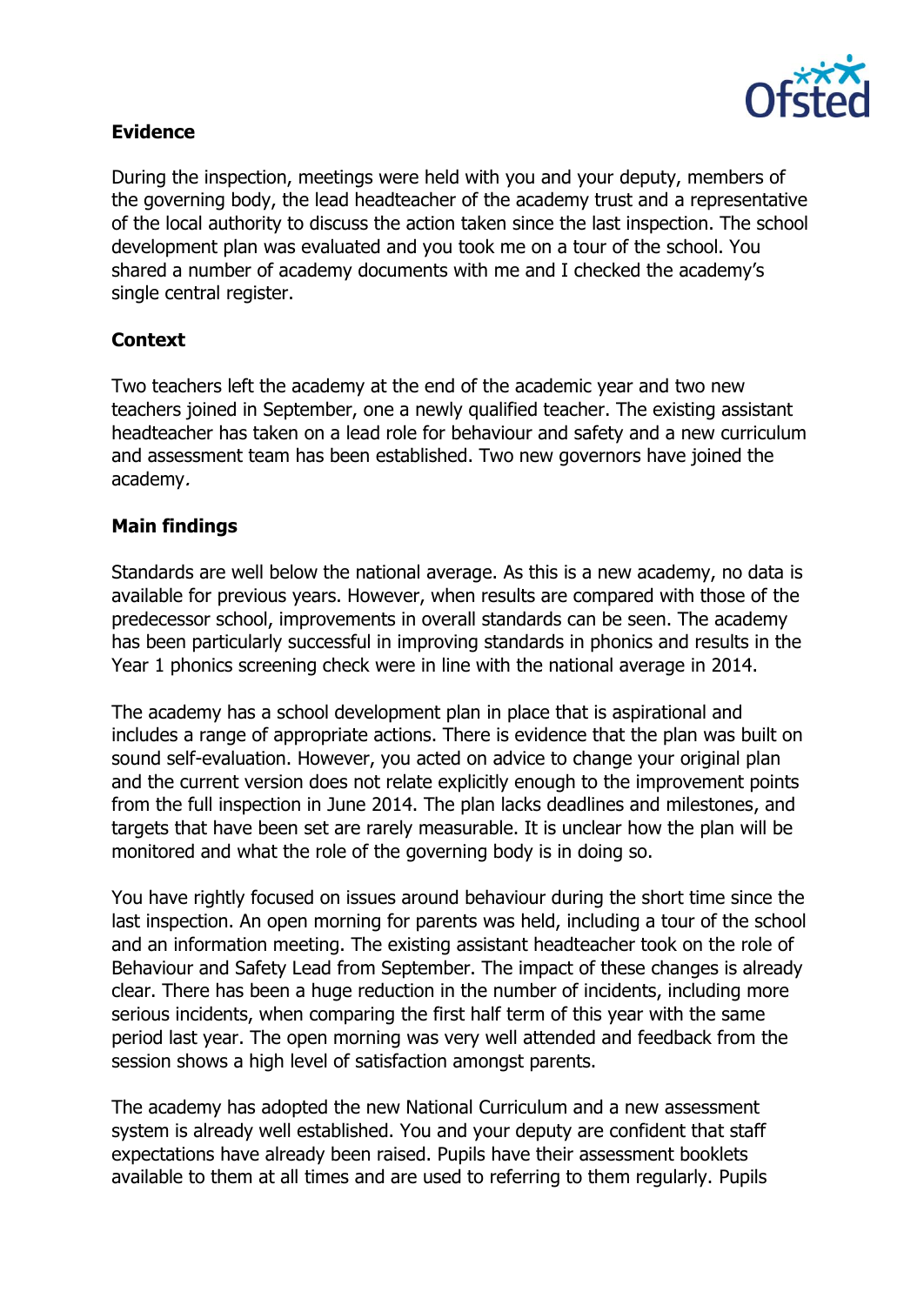## Evidence

During the inspection, meetings were held with you and your deputy, members of the governing body, the lead headteacher of the academy trust and a representative of the local authority to discuss the action taken since the last inspection. The school development plan was evaluated and you took me on a tour of the school. You shared a number of academy documents with me and I checked the academy's single central register.

## Context

Two teachers left the academy at the end of the academic year and two new teachers joined in September, one a newly qualified teacher. The existing assistant headteacher has taken on a lead role for behaviour and safety and a new curriculum and assessment team has been established. Two new governors have joined the academy.

## Main findings

Standards are well below the national average. As this is a new academy, no data is available for previous years. However, when results are compared with those of the predecessor school, improvements in overall standards can be seen. The academy has been particularly successful in improving standards in phonics and results in the Year 1 phonics screening check were in line with the national average in 2014.

The academy has a school development plan in place that is aspirational and includes a range of appropriate actions. There is evidence that the plan was built on sound self-evaluation. However, you acted on advice to change your original plan and the current version does not relate explicitly enough to the improvement points from the full inspection in June 2014. The plan lacks deadlines and milestones, and targets that have been set are rarely measurable. It is unclear how the plan will be monitored and what the role of the governing body is in doing so.

You have rightly focused on issues around behaviour during the short time since the last inspection. An open morning for parents was held, including a tour of the school and an information meeting. The existing assistant headteacher took on the role of Behaviour and Safety Lead from September. The impact of these changes is already clear. There has been a huge reduction in the number of incidents, including more serious incidents, when comparing the first half term of this year with the same period last year. The open morning was very well attended and feedback from the session shows a high level of satisfaction amongst parents.

The academy has adopted the new National Curriculum and a new assessment system is already well established. You and your deputy are confident that staff expectations have already been raised. Pupils have their assessment booklets available to them at all times and are used to referring to them regularly. Pupils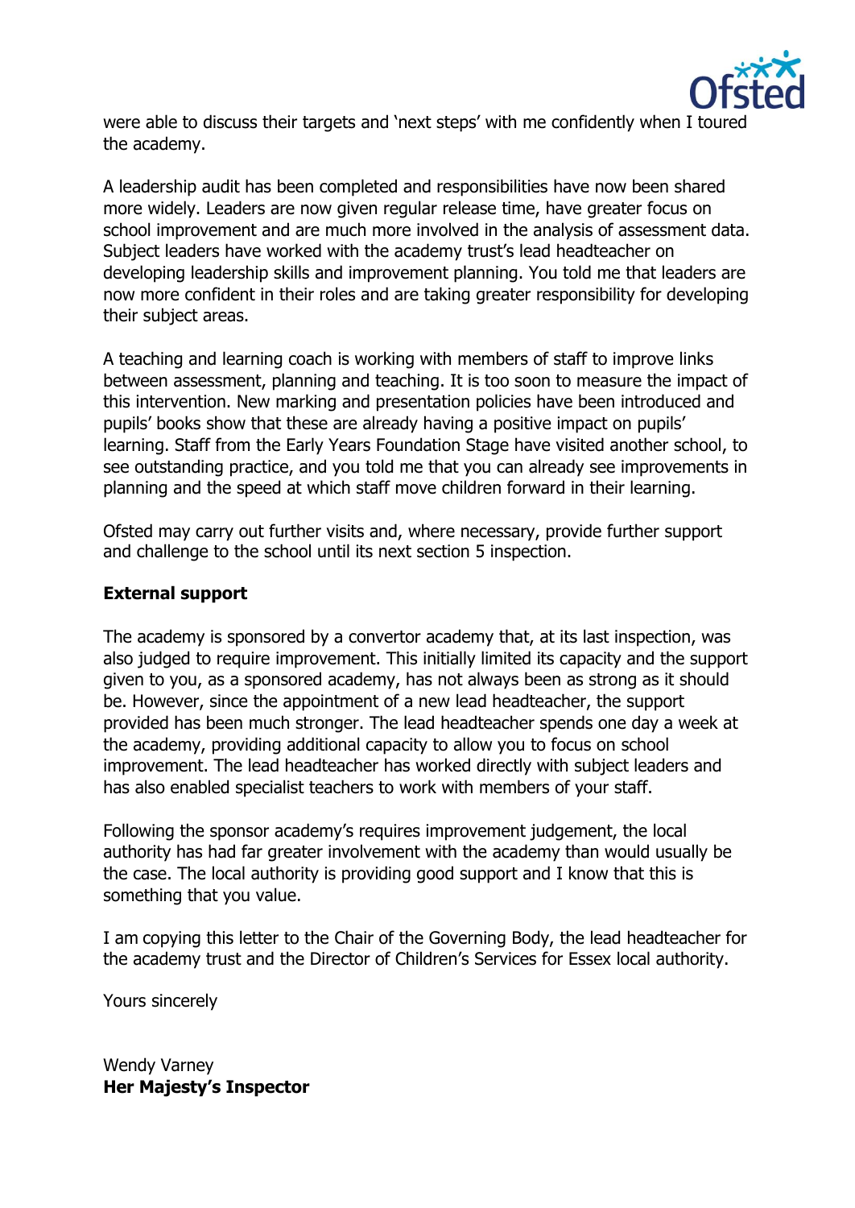were able to discuss their targets and 'next steps' with me confidently when I toured the academy.

A leadership audit has been completed and responsibilities have now been shared more widely. Leaders are now given regular release time, have greater focus on school improvement and are much more involved in the analysis of assessment data. Subject leaders have worked with the academy trust's lead headteacher on developing leadership skills and improvement planning. You told me that leaders are now more confident in their roles and are taking greater responsibility for developing their subject areas.

A teaching and learning coach is working with members of staff to improve links between assessment, planning and teaching. It is too soon to measure the impact of this intervention. New marking and presentation policies have been introduced and pupils' books show that these are already having a positive impact on pupils' learning. Staff from the Early Years Foundation Stage have visited another school, to see outstanding practice, and you told me that you can already see improvements in planning and the speed at which staff move children forward in their learning.

Ofsted may carry out further visits and, where necessary, provide further support and challenge to the school until its next section 5 inspection.

**External support**

The academy is sponsored by a convertor academy that, at its last inspection, was also judged to require improvement. This initially limited its capacity and the support given to you, as a sponsored academy, has not always been as strong as it should be. However, since the appointment of a new lead headteacher, the support provided has been much stronger. The lead headteacher spends one day a week at the academy, providing additional capacity to allow you to focus on school improvement. The lead headteacher has worked directly with subject leaders and has also enabled specialist teachers to work with members of your staff.

Following the sponsor academy's requires improvement judgement, the local authority has had far greater involvement with the academy than would usually be the case. The local authority is providing good support and I know that this is something that you value.

I am copying this letter to the Chair of the Governing Body, the lead headteacher for the academy trust and the Director of Children's Services for Essex local authority.

Yours sincerely

Wendy Varney
**Her Majesty's Inspector**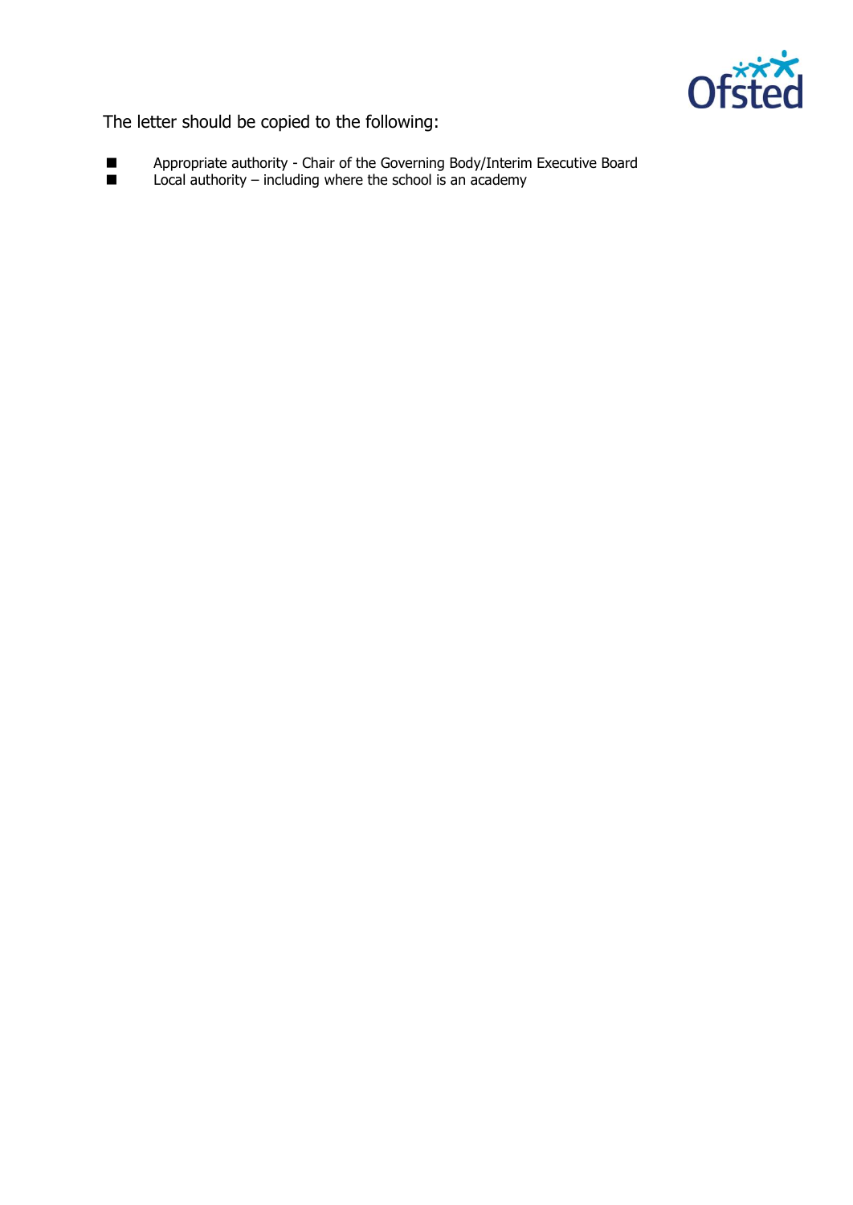The letter should be copied to the following:

- Appropriate authority - Chair of the Governing Body/Interim Executive Board
- Local authority – including where the school is an academy